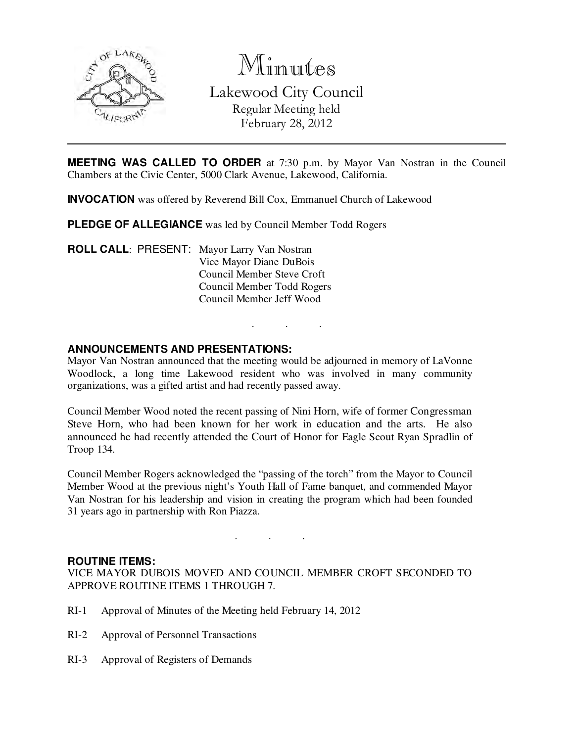# Minutes

## Lakewood City Council

Regular Meeting held
February 28, 2012

---

**MEETING WAS CALLED TO ORDER** at 7:30 p.m. by Mayor Van Nostran in the Council Chambers at the Civic Center, 5000 Clark Avenue, Lakewood, California.

**INVOCATION** was offered by Reverend Bill Cox, Emmanuel Church of Lakewood

**PLEDGE OF ALLEGIANCE** was led by Council Member Todd Rogers

**ROLL CALL**: PRESENT: Mayor Larry Van Nostran
Vice Mayor Diane DuBois
Council Member Steve Croft
Council Member Todd Rogers
Council Member Jeff Wood

. . .

**ANNOUNCEMENTS AND PRESENTATIONS:**

Mayor Van Nostran announced that the meeting would be adjourned in memory of LaVonne Woodlock, a long time Lakewood resident who was involved in many community organizations, was a gifted artist and had recently passed away.

Council Member Wood noted the recent passing of Nini Horn, wife of former Congressman Steve Horn, who had been known for her work in education and the arts. He also announced he had recently attended the Court of Honor for Eagle Scout Ryan Spradlin of Troop 134.

Council Member Rogers acknowledged the "passing of the torch" from the Mayor to Council Member Wood at the previous night's Youth Hall of Fame banquet, and commended Mayor Van Nostran for his leadership and vision in creating the program which had been founded 31 years ago in partnership with Ron Piazza.

. . .

**ROUTINE ITEMS:**

VICE MAYOR DUBOIS MOVED AND COUNCIL MEMBER CROFT SECONDED TO APPROVE ROUTINE ITEMS 1 THROUGH 7.

RI-1 Approval of Minutes of the Meeting held February 14, 2012

RI-2 Approval of Personnel Transactions

RI-3 Approval of Registers of Demands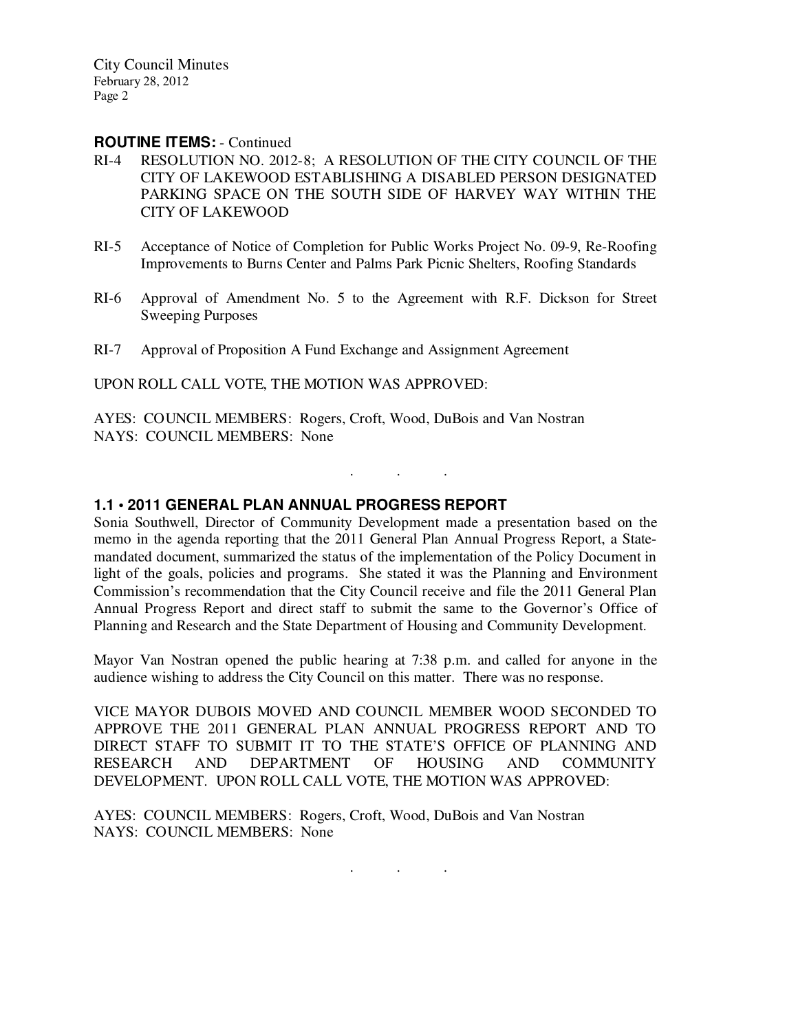**ROUTINE ITEMS:** - Continued

RI-4 RESOLUTION NO. 2012-8; A RESOLUTION OF THE CITY COUNCIL OF THE CITY OF LAKEWOOD ESTABLISHING A DISABLED PERSON DESIGNATED PARKING SPACE ON THE SOUTH SIDE OF HARVEY WAY WITHIN THE CITY OF LAKEWOOD

RI-5 Acceptance of Notice of Completion for Public Works Project No. 09-9, Re-Roofing Improvements to Burns Center and Palms Park Picnic Shelters, Roofing Standards

RI-6 Approval of Amendment No. 5 to the Agreement with R.F. Dickson for Street Sweeping Purposes

RI-7 Approval of Proposition A Fund Exchange and Assignment Agreement

UPON ROLL CALL VOTE, THE MOTION WAS APPROVED:

AYES: COUNCIL MEMBERS: Rogers, Croft, Wood, DuBois and Van Nostran
NAYS: COUNCIL MEMBERS: None

. . .

### 1.1 • 2011 GENERAL PLAN ANNUAL PROGRESS REPORT

Sonia Southwell, Director of Community Development made a presentation based on the memo in the agenda reporting that the 2011 General Plan Annual Progress Report, a State-mandated document, summarized the status of the implementation of the Policy Document in light of the goals, policies and programs. She stated it was the Planning and Environment Commission's recommendation that the City Council receive and file the 2011 General Plan Annual Progress Report and direct staff to submit the same to the Governor's Office of Planning and Research and the State Department of Housing and Community Development.

Mayor Van Nostran opened the public hearing at 7:38 p.m. and called for anyone in the audience wishing to address the City Council on this matter. There was no response.

VICE MAYOR DUBOIS MOVED AND COUNCIL MEMBER WOOD SECONDED TO APPROVE THE 2011 GENERAL PLAN ANNUAL PROGRESS REPORT AND TO DIRECT STAFF TO SUBMIT IT TO THE STATE'S OFFICE OF PLANNING AND RESEARCH AND DEPARTMENT OF HOUSING AND COMMUNITY DEVELOPMENT. UPON ROLL CALL VOTE, THE MOTION WAS APPROVED:

AYES: COUNCIL MEMBERS: Rogers, Croft, Wood, DuBois and Van Nostran
NAYS: COUNCIL MEMBERS: None

. . .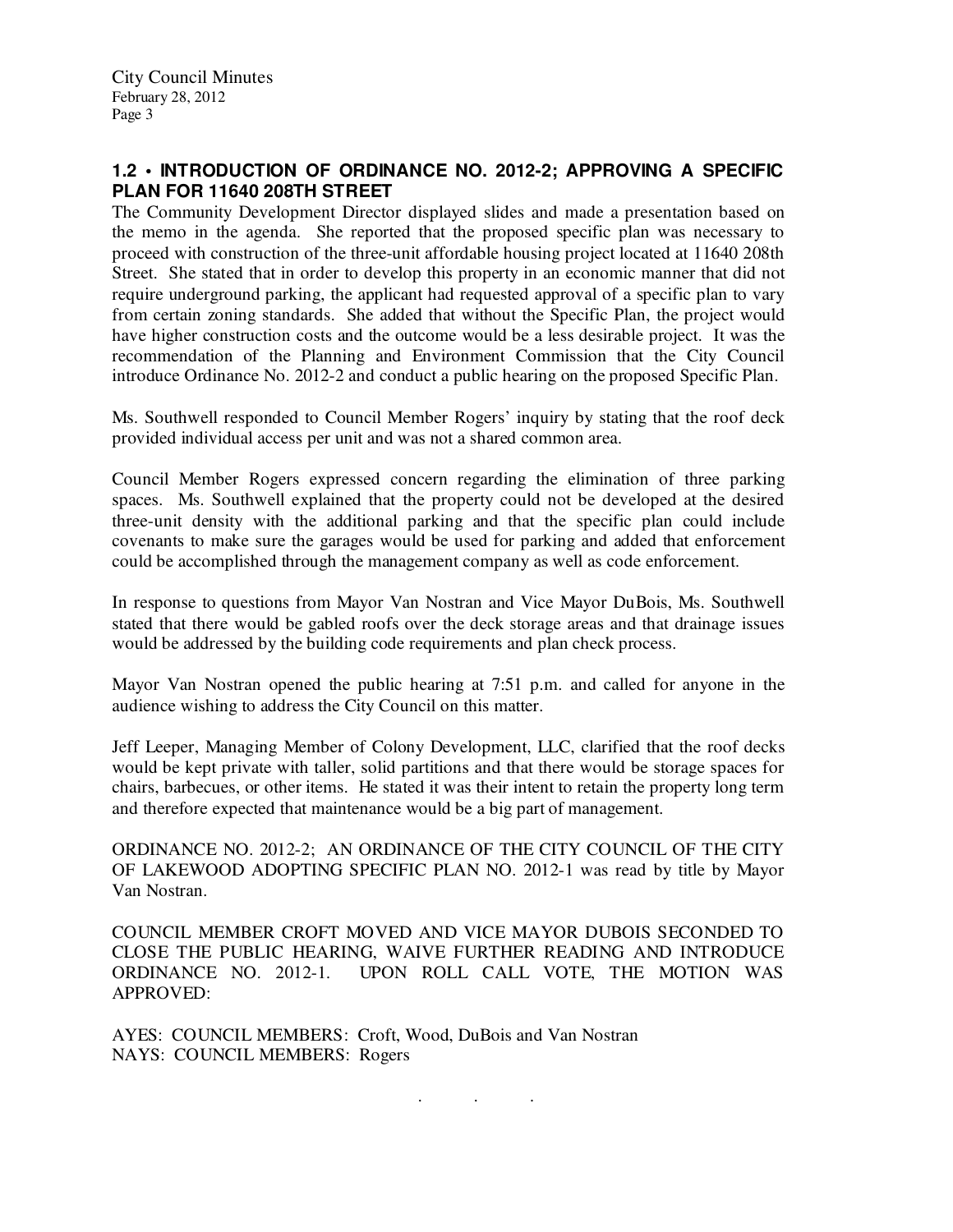## 1.2 • INTRODUCTION OF ORDINANCE NO. 2012-2; APPROVING A SPECIFIC PLAN FOR 11640 208TH STREET

The Community Development Director displayed slides and made a presentation based on the memo in the agenda. She reported that the proposed specific plan was necessary to proceed with construction of the three-unit affordable housing project located at 11640 208th Street. She stated that in order to develop this property in an economic manner that did not require underground parking, the applicant had requested approval of a specific plan to vary from certain zoning standards. She added that without the Specific Plan, the project would have higher construction costs and the outcome would be a less desirable project. It was the recommendation of the Planning and Environment Commission that the City Council introduce Ordinance No. 2012-2 and conduct a public hearing on the proposed Specific Plan.

Ms. Southwell responded to Council Member Rogers' inquiry by stating that the roof deck provided individual access per unit and was not a shared common area.

Council Member Rogers expressed concern regarding the elimination of three parking spaces. Ms. Southwell explained that the property could not be developed at the desired three-unit density with the additional parking and that the specific plan could include covenants to make sure the garages would be used for parking and added that enforcement could be accomplished through the management company as well as code enforcement.

In response to questions from Mayor Van Nostran and Vice Mayor DuBois, Ms. Southwell stated that there would be gabled roofs over the deck storage areas and that drainage issues would be addressed by the building code requirements and plan check process.

Mayor Van Nostran opened the public hearing at 7:51 p.m. and called for anyone in the audience wishing to address the City Council on this matter.

Jeff Leeper, Managing Member of Colony Development, LLC, clarified that the roof decks would be kept private with taller, solid partitions and that there would be storage spaces for chairs, barbecues, or other items. He stated it was their intent to retain the property long term and therefore expected that maintenance would be a big part of management.

ORDINANCE NO. 2012-2; AN ORDINANCE OF THE CITY COUNCIL OF THE CITY OF LAKEWOOD ADOPTING SPECIFIC PLAN NO. 2012-1 was read by title by Mayor Van Nostran.

COUNCIL MEMBER CROFT MOVED AND VICE MAYOR DUBOIS SECONDED TO CLOSE THE PUBLIC HEARING, WAIVE FURTHER READING AND INTRODUCE ORDINANCE NO. 2012-1. UPON ROLL CALL VOTE, THE MOTION WAS APPROVED:

AYES: COUNCIL MEMBERS: Croft, Wood, DuBois and Van Nostran
NAYS: COUNCIL MEMBERS: Rogers

. . .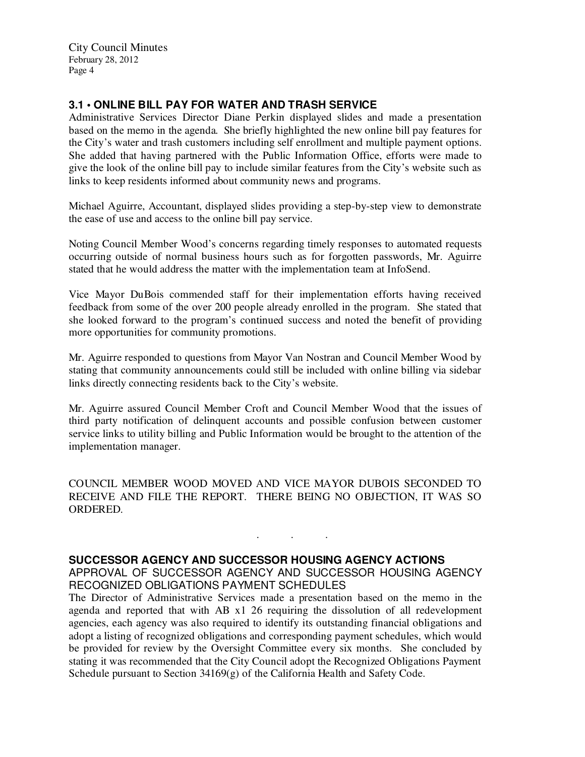### 3.1 • ONLINE BILL PAY FOR WATER AND TRASH SERVICE

Administrative Services Director Diane Perkin displayed slides and made a presentation based on the memo in the agenda. She briefly highlighted the new online bill pay features for the City's water and trash customers including self enrollment and multiple payment options. She added that having partnered with the Public Information Office, efforts were made to give the look of the online bill pay to include similar features from the City's website such as links to keep residents informed about community news and programs.

Michael Aguirre, Accountant, displayed slides providing a step-by-step view to demonstrate the ease of use and access to the online bill pay service.

Noting Council Member Wood's concerns regarding timely responses to automated requests occurring outside of normal business hours such as for forgotten passwords, Mr. Aguirre stated that he would address the matter with the implementation team at InfoSend.

Vice Mayor DuBois commended staff for their implementation efforts having received feedback from some of the over 200 people already enrolled in the program. She stated that she looked forward to the program's continued success and noted the benefit of providing more opportunities for community promotions.

Mr. Aguirre responded to questions from Mayor Van Nostran and Council Member Wood by stating that community announcements could still be included with online billing via sidebar links directly connecting residents back to the City's website.

Mr. Aguirre assured Council Member Croft and Council Member Wood that the issues of third party notification of delinquent accounts and possible confusion between customer service links to utility billing and Public Information would be brought to the attention of the implementation manager.

COUNCIL MEMBER WOOD MOVED AND VICE MAYOR DUBOIS SECONDED TO RECEIVE AND FILE THE REPORT. THERE BEING NO OBJECTION, IT WAS SO ORDERED.

. . .

### SUCCESSOR AGENCY AND SUCCESSOR HOUSING AGENCY ACTIONS

APPROVAL OF SUCCESSOR AGENCY AND SUCCESSOR HOUSING AGENCY RECOGNIZED OBLIGATIONS PAYMENT SCHEDULES

The Director of Administrative Services made a presentation based on the memo in the agenda and reported that with AB x1 26 requiring the dissolution of all redevelopment agencies, each agency was also required to identify its outstanding financial obligations and adopt a listing of recognized obligations and corresponding payment schedules, which would be provided for review by the Oversight Committee every six months. She concluded by stating it was recommended that the City Council adopt the Recognized Obligations Payment Schedule pursuant to Section 34169(g) of the California Health and Safety Code.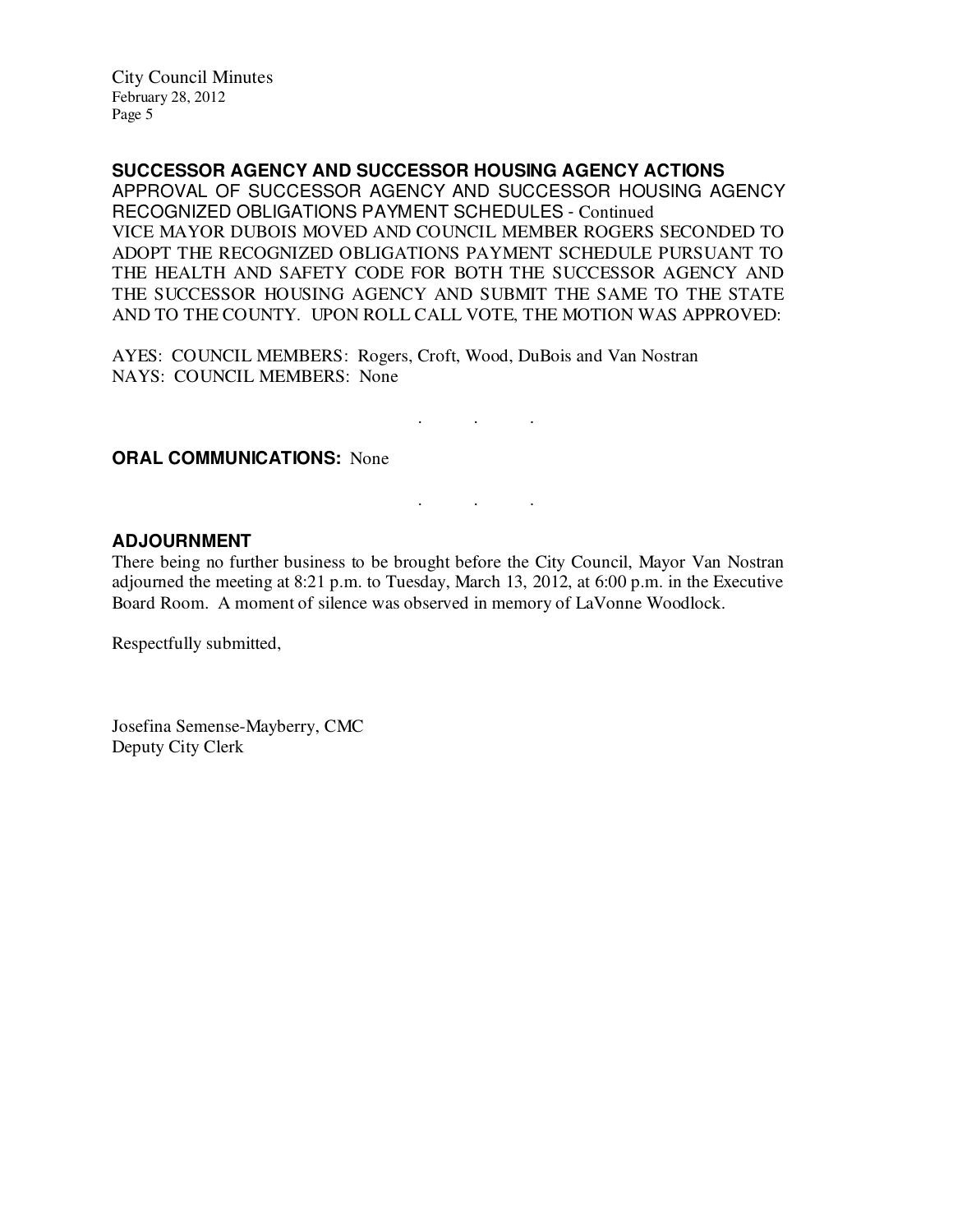## SUCCESSOR AGENCY AND SUCCESSOR HOUSING AGENCY ACTIONS

APPROVAL OF SUCCESSOR AGENCY AND SUCCESSOR HOUSING AGENCY RECOGNIZED OBLIGATIONS PAYMENT SCHEDULES - Continued

VICE MAYOR DUBOIS MOVED AND COUNCIL MEMBER ROGERS SECONDED TO ADOPT THE RECOGNIZED OBLIGATIONS PAYMENT SCHEDULE PURSUANT TO THE HEALTH AND SAFETY CODE FOR BOTH THE SUCCESSOR AGENCY AND THE SUCCESSOR HOUSING AGENCY AND SUBMIT THE SAME TO THE STATE AND TO THE COUNTY. UPON ROLL CALL VOTE, THE MOTION WAS APPROVED:

AYES: COUNCIL MEMBERS: Rogers, Croft, Wood, DuBois and Van Nostran
NAYS: COUNCIL MEMBERS: None

. . .

**ORAL COMMUNICATIONS:** None

. . .

## ADJOURNMENT

There being no further business to be brought before the City Council, Mayor Van Nostran adjourned the meeting at 8:21 p.m. to Tuesday, March 13, 2012, at 6:00 p.m. in the Executive Board Room. A moment of silence was observed in memory of LaVonne Woodlock.

Respectfully submitted,

Josefina Semense-Mayberry, CMC
Deputy City Clerk